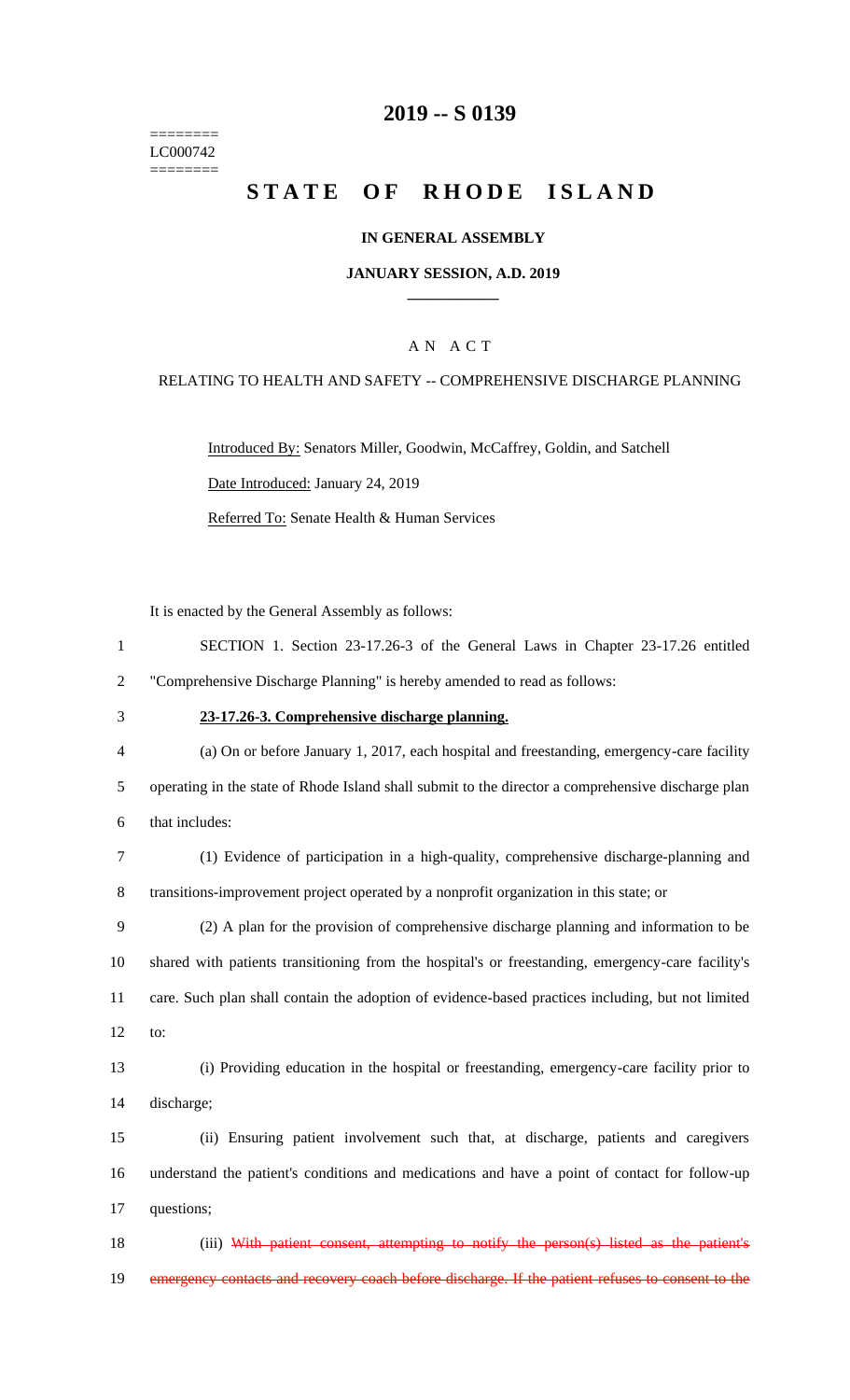========
LC000742
========

# 2019 -- S 0139

# STATE OF RHODE ISLAND

**IN GENERAL ASSEMBLY**

**JANUARY SESSION, A.D. 2019**

A N A C T

RELATING TO HEALTH AND SAFETY -- COMPREHENSIVE DISCHARGE PLANNING

Introduced By: Senators Miller, Goodwin, McCaffrey, Goldin, and Satchell

Date Introduced: January 24, 2019

Referred To: Senate Health & Human Services

It is enacted by the General Assembly as follows:

1 SECTION 1. Section 23-17.26-3 of the General Laws in Chapter 23-17.26 entitled
2 "Comprehensive Discharge Planning" is hereby amended to read as follows:

3 **23-17.26-3. Comprehensive discharge planning.**

4 (a) On or before January 1, 2017, each hospital and freestanding, emergency-care facility
5 operating in the state of Rhode Island shall submit to the director a comprehensive discharge plan
6 that includes:

7 (1) Evidence of participation in a high-quality, comprehensive discharge-planning and
8 transitions-improvement project operated by a nonprofit organization in this state; or

9 (2) A plan for the provision of comprehensive discharge planning and information to be
10 shared with patients transitioning from the hospital's or freestanding, emergency-care facility's
11 care. Such plan shall contain the adoption of evidence-based practices including, but not limited
12 to:

13 (i) Providing education in the hospital or freestanding, emergency-care facility prior to
14 discharge;

15 (ii) Ensuring patient involvement such that, at discharge, patients and caregivers
16 understand the patient's conditions and medications and have a point of contact for follow-up
17 questions;

18 (iii) ~~With patient consent, attempting to notify the person(s) listed as the patient's~~
19 ~~emergency contacts and recovery coach before discharge. If the patient refuses to consent to the~~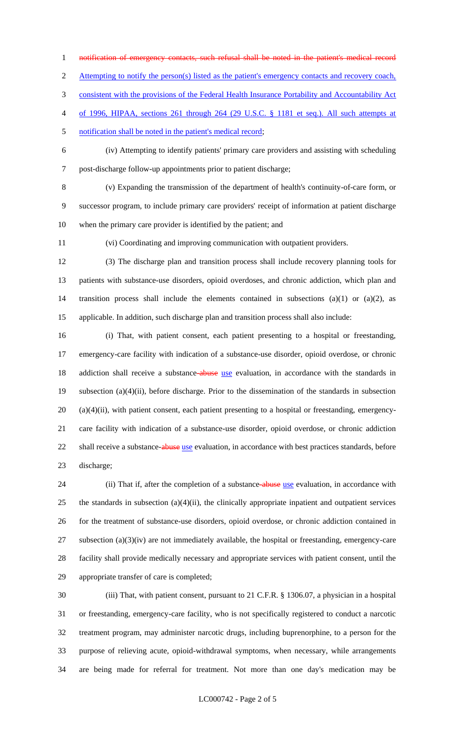~~notification of emergency contacts, such refusal shall be noted in the patient's medical record~~ Attempting to notify the person(s) listed as the patient's emergency contacts and recovery coach, consistent with the provisions of the Federal Health Insurance Portability and Accountability Act of 1996, HIPAA, sections 261 through 264 (29 U.S.C. § 1181 et seq.). All such attempts at notification shall be noted in the patient's medical record;

(iv) Attempting to identify patients' primary care providers and assisting with scheduling post-discharge follow-up appointments prior to patient discharge;

(v) Expanding the transmission of the department of health's continuity-of-care form, or successor program, to include primary care providers' receipt of information at patient discharge when the primary care provider is identified by the patient; and

(vi) Coordinating and improving communication with outpatient providers.

(3) The discharge plan and transition process shall include recovery planning tools for patients with substance-use disorders, opioid overdoses, and chronic addiction, which plan and transition process shall include the elements contained in subsections (a)(1) or (a)(2), as applicable. In addition, such discharge plan and transition process shall also include:

(i) That, with patient consent, each patient presenting to a hospital or freestanding, emergency-care facility with indication of a substance-use disorder, opioid overdose, or chronic addiction shall receive a substance~~-abuse~~ use evaluation, in accordance with the standards in subsection (a)(4)(ii), before discharge. Prior to the dissemination of the standards in subsection (a)(4)(ii), with patient consent, each patient presenting to a hospital or freestanding, emergency-care facility with indication of a substance-use disorder, opioid overdose, or chronic addiction shall receive a substance~~-abuse~~ use evaluation, in accordance with best practices standards, before discharge;

(ii) That if, after the completion of a substance~~-abuse~~ use evaluation, in accordance with the standards in subsection (a)(4)(ii), the clinically appropriate inpatient and outpatient services for the treatment of substance-use disorders, opioid overdose, or chronic addiction contained in subsection (a)(3)(iv) are not immediately available, the hospital or freestanding, emergency-care facility shall provide medically necessary and appropriate services with patient consent, until the appropriate transfer of care is completed;

(iii) That, with patient consent, pursuant to 21 C.F.R. § 1306.07, a physician in a hospital or freestanding, emergency-care facility, who is not specifically registered to conduct a narcotic treatment program, may administer narcotic drugs, including buprenorphine, to a person for the purpose of relieving acute, opioid-withdrawal symptoms, when necessary, while arrangements are being made for referral for treatment. Not more than one day's medication may be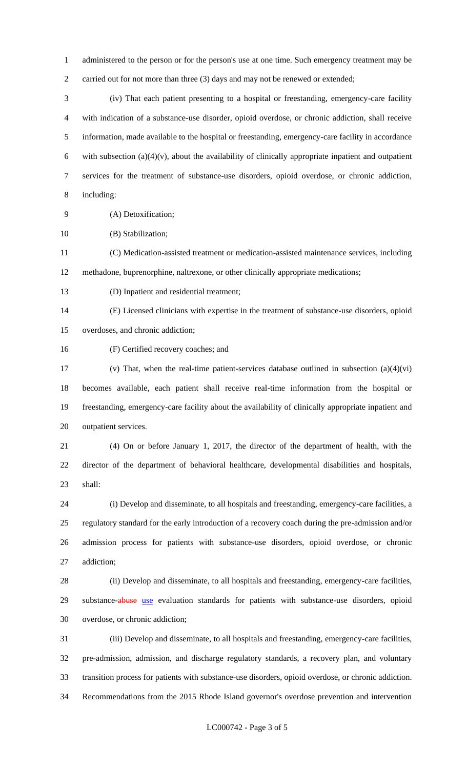administered to the person or for the person's use at one time. Such emergency treatment may be carried out for not more than three (3) days and may not be renewed or extended;

(iv) That each patient presenting to a hospital or freestanding, emergency-care facility with indication of a substance-use disorder, opioid overdose, or chronic addiction, shall receive information, made available to the hospital or freestanding, emergency-care facility in accordance with subsection (a)(4)(v), about the availability of clinically appropriate inpatient and outpatient services for the treatment of substance-use disorders, opioid overdose, or chronic addiction, including:

(A) Detoxification;

(B) Stabilization;

(C) Medication-assisted treatment or medication-assisted maintenance services, including methadone, buprenorphine, naltrexone, or other clinically appropriate medications;

(D) Inpatient and residential treatment;

(E) Licensed clinicians with expertise in the treatment of substance-use disorders, opioid overdoses, and chronic addiction;

(F) Certified recovery coaches; and

(v) That, when the real-time patient-services database outlined in subsection (a)(4)(vi) becomes available, each patient shall receive real-time information from the hospital or freestanding, emergency-care facility about the availability of clinically appropriate inpatient and outpatient services.

(4) On or before January 1, 2017, the director of the department of health, with the director of the department of behavioral healthcare, developmental disabilities and hospitals, shall:

(i) Develop and disseminate, to all hospitals and freestanding, emergency-care facilities, a regulatory standard for the early introduction of a recovery coach during the pre-admission and/or admission process for patients with substance-use disorders, opioid overdose, or chronic addiction;

(ii) Develop and disseminate, to all hospitals and freestanding, emergency-care facilities, substance-~~abuse~~ use evaluation standards for patients with substance-use disorders, opioid overdose, or chronic addiction;

(iii) Develop and disseminate, to all hospitals and freestanding, emergency-care facilities, pre-admission, admission, and discharge regulatory standards, a recovery plan, and voluntary transition process for patients with substance-use disorders, opioid overdose, or chronic addiction. Recommendations from the 2015 Rhode Island governor's overdose prevention and intervention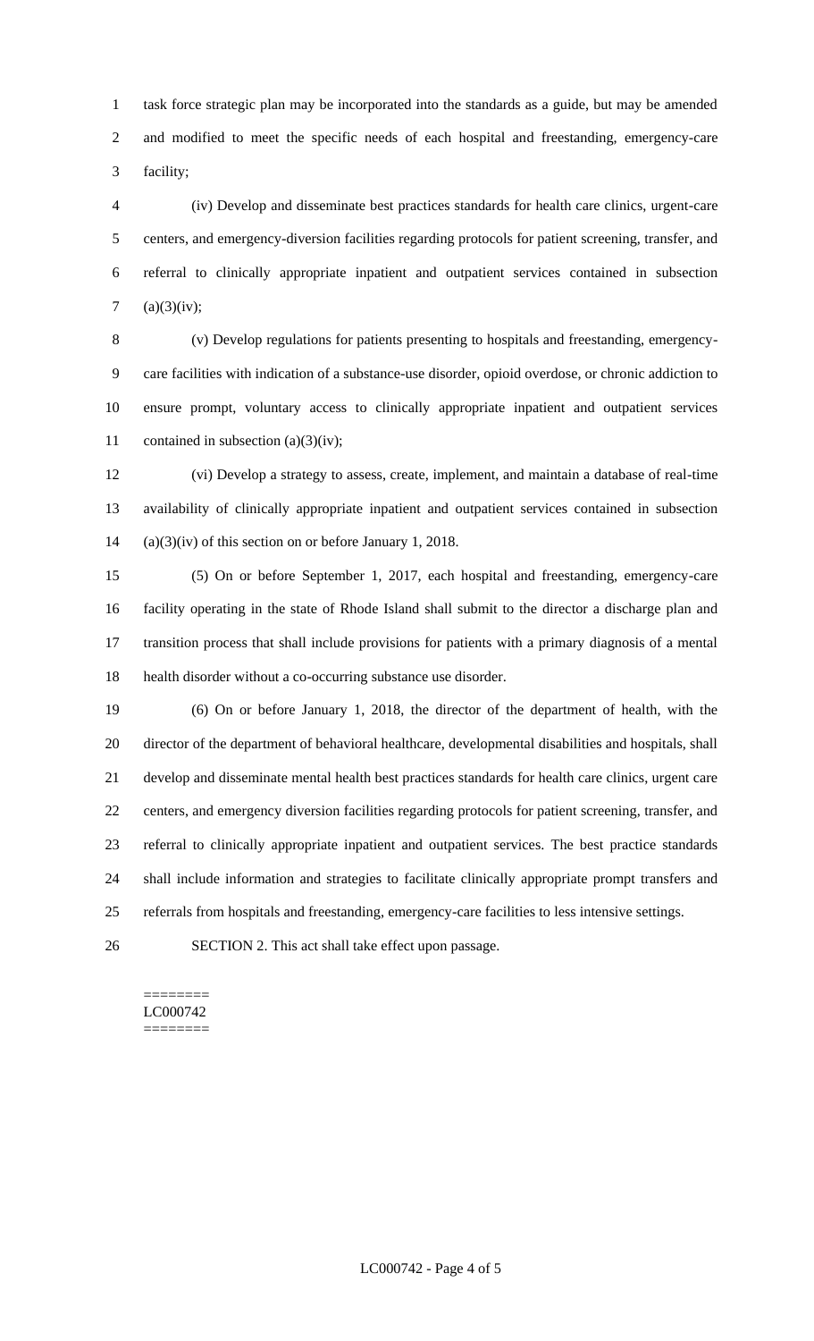task force strategic plan may be incorporated into the standards as a guide, but may be amended and modified to meet the specific needs of each hospital and freestanding, emergency-care facility;

(iv) Develop and disseminate best practices standards for health care clinics, urgent-care centers, and emergency-diversion facilities regarding protocols for patient screening, transfer, and referral to clinically appropriate inpatient and outpatient services contained in subsection (a)(3)(iv);

(v) Develop regulations for patients presenting to hospitals and freestanding, emergency-care facilities with indication of a substance-use disorder, opioid overdose, or chronic addiction to ensure prompt, voluntary access to clinically appropriate inpatient and outpatient services contained in subsection (a)(3)(iv);

(vi) Develop a strategy to assess, create, implement, and maintain a database of real-time availability of clinically appropriate inpatient and outpatient services contained in subsection (a)(3)(iv) of this section on or before January 1, 2018.

(5) On or before September 1, 2017, each hospital and freestanding, emergency-care facility operating in the state of Rhode Island shall submit to the director a discharge plan and transition process that shall include provisions for patients with a primary diagnosis of a mental health disorder without a co-occurring substance use disorder.

(6) On or before January 1, 2018, the director of the department of health, with the director of the department of behavioral healthcare, developmental disabilities and hospitals, shall develop and disseminate mental health best practices standards for health care clinics, urgent care centers, and emergency diversion facilities regarding protocols for patient screening, transfer, and referral to clinically appropriate inpatient and outpatient services. The best practice standards shall include information and strategies to facilitate clinically appropriate prompt transfers and referrals from hospitals and freestanding, emergency-care facilities to less intensive settings.

SECTION 2. This act shall take effect upon passage.

========
LC000742
========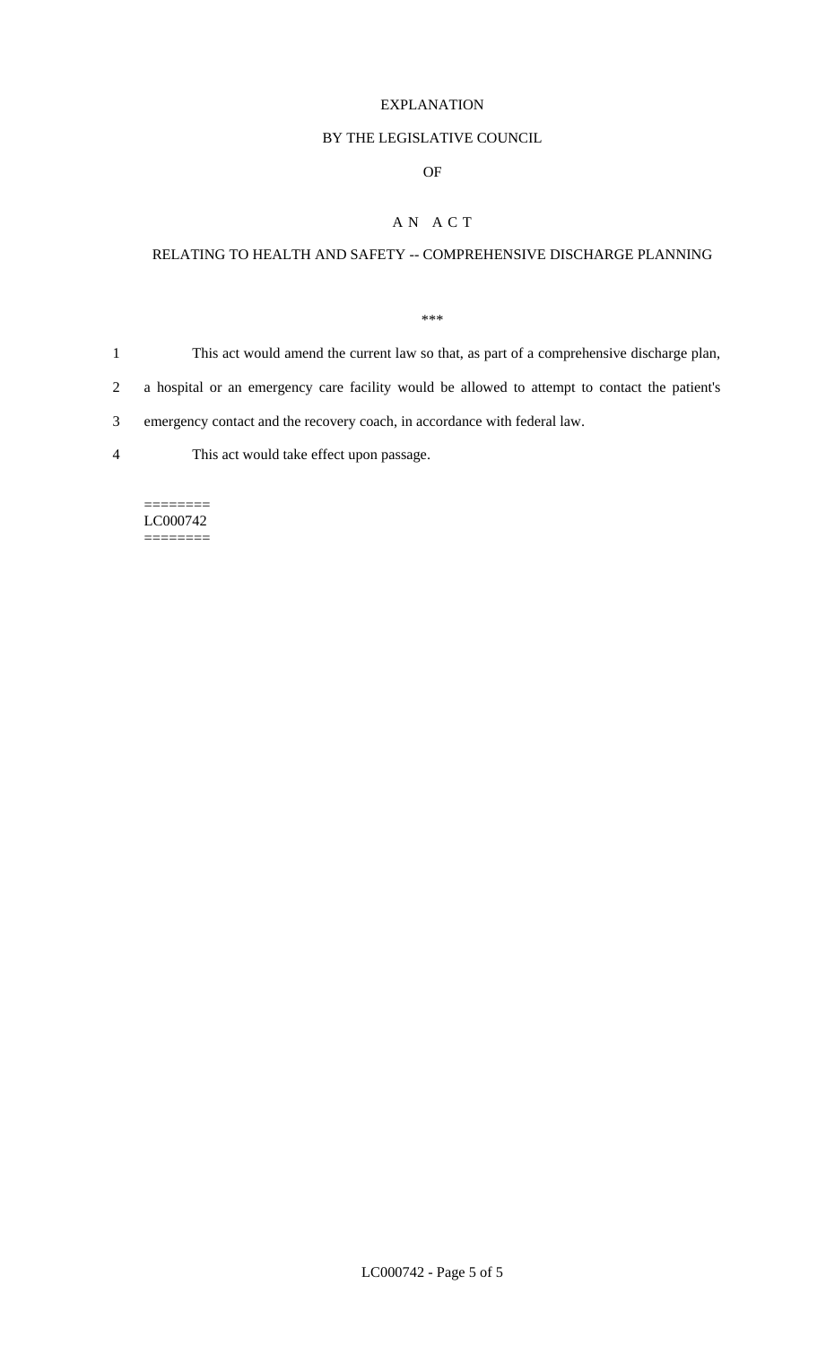EXPLANATION

BY THE LEGISLATIVE COUNCIL

OF

A N A C T

RELATING TO HEALTH AND SAFETY -- COMPREHENSIVE DISCHARGE PLANNING

***

1 This act would amend the current law so that, as part of a comprehensive discharge plan,
2 a hospital or an emergency care facility would be allowed to attempt to contact the patient's
3 emergency contact and the recovery coach, in accordance with federal law.
4 This act would take effect upon passage.

========
LC000742
========